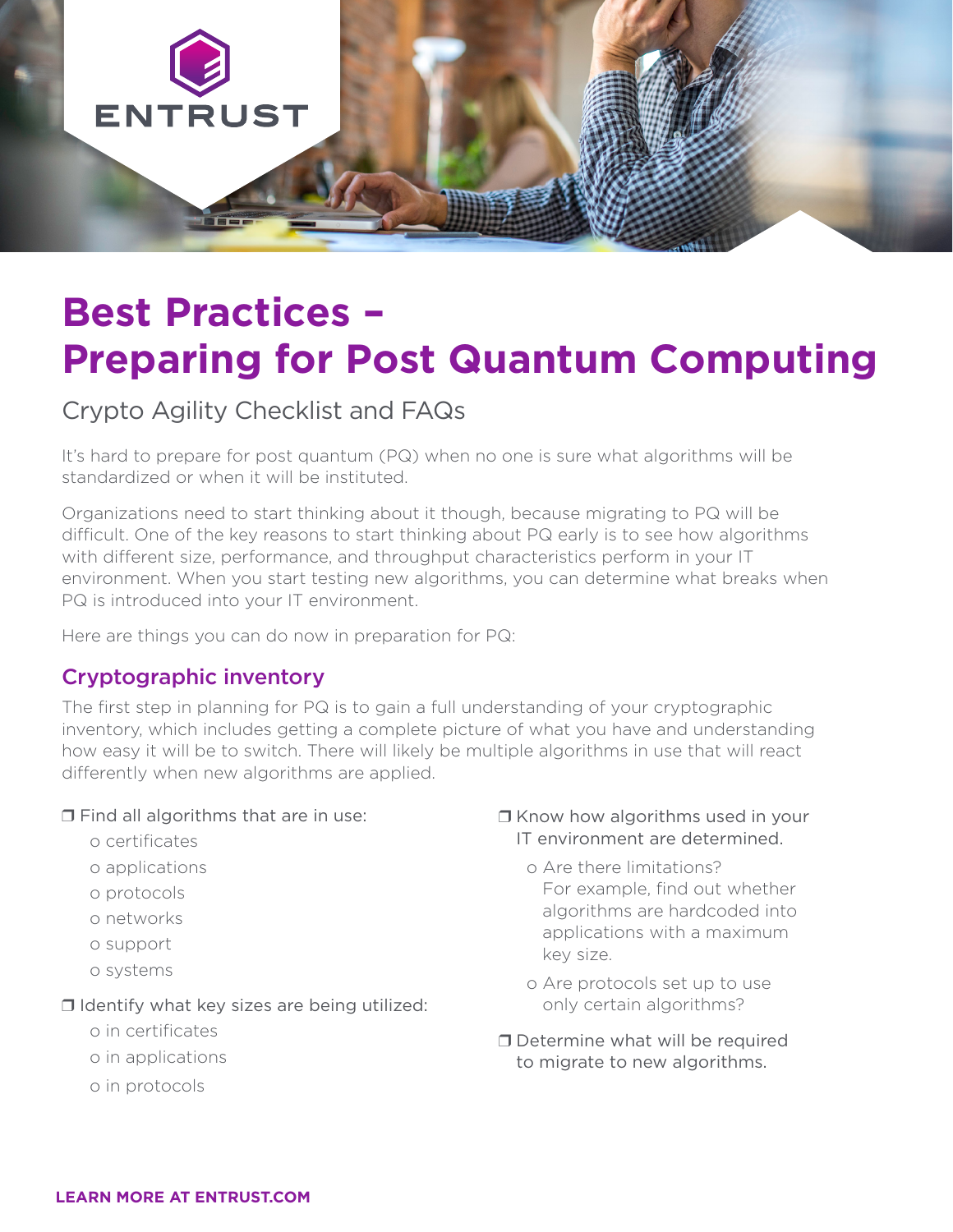ENTRUST

# Best Practices – Preparing for Post Quantum Computing

Crypto Agility Checklist and FAQs

It's hard to prepare for post quantum (PQ) when no one is sure what algorithms will be standardized or when it will be instituted.

Organizations need to start thinking about it though, because migrating to PQ will be difficult. One of the key reasons to start thinking about PQ early is to see how algorithms with different size, performance, and throughput characteristics perform in your IT environment. When you start testing new algorithms, you can determine what breaks when PQ is introduced into your IT environment.

Here are things you can do now in preparation for PQ:

## Cryptographic inventory

The first step in planning for PQ is to gain a full understanding of your cryptographic inventory, which includes getting a complete picture of what you have and understanding how easy it will be to switch. There will likely be multiple algorithms in use that will react differently when new algorithms are applied.

- ❒ Find all algorithms that are in use:
  - o certificates
  - o applications
  - o protocols
  - o networks
  - o support
  - o systems
- ❒ Identify what key sizes are being utilized:
  - o in certificates
  - o in applications
  - o in protocols
- ❒ Know how algorithms used in your IT environment are determined.
  - o Are there limitations? For example, find out whether algorithms are hardcoded into applications with a maximum key size.
  - o Are protocols set up to use only certain algorithms?
- ❒ Determine what will be required to migrate to new algorithms.

LEARN MORE AT ENTRUST.COM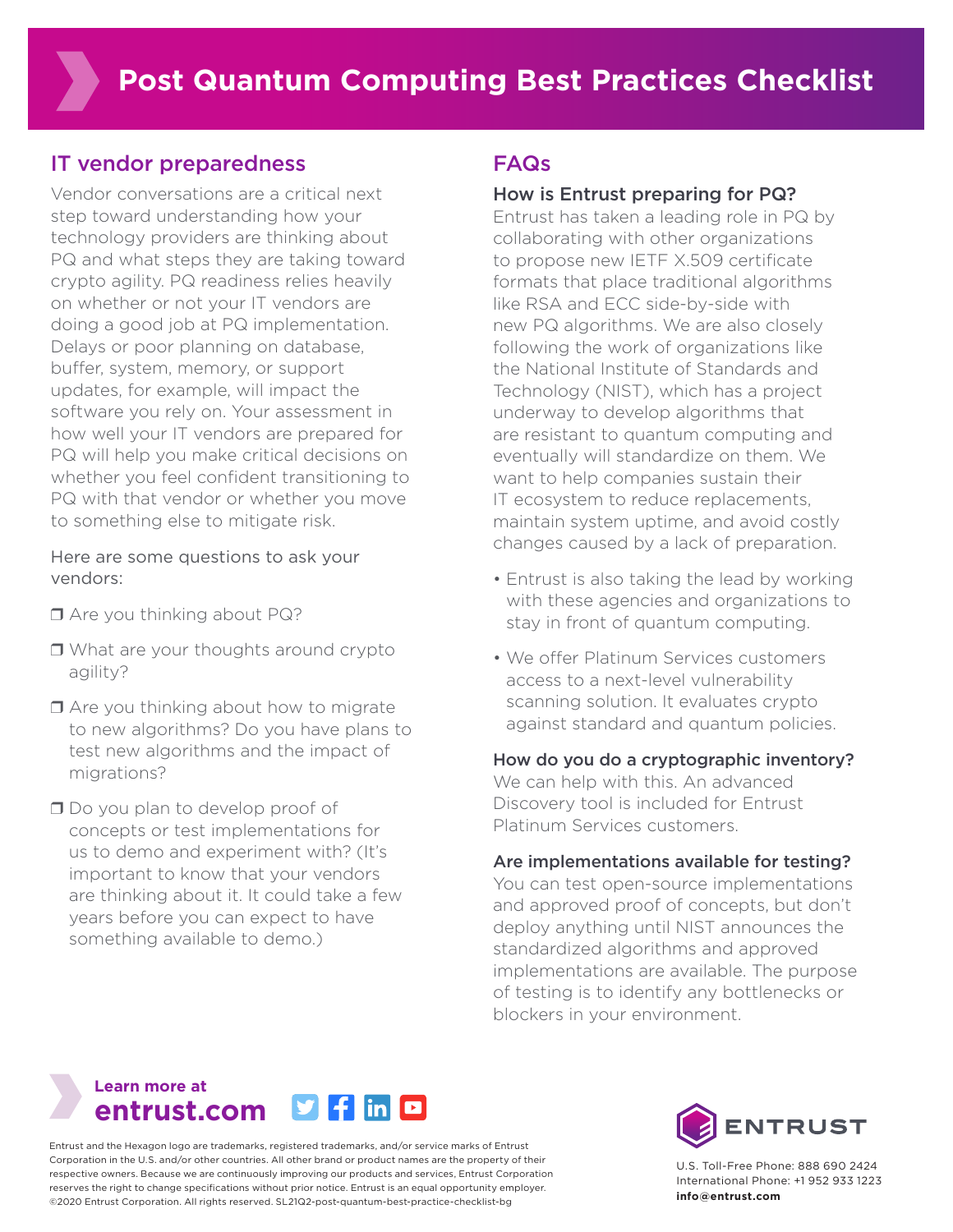# Post Quantum Computing Best Practices Checklist

## IT vendor preparedness

Vendor conversations are a critical next step toward understanding how your technology providers are thinking about PQ and what steps they are taking toward crypto agility. PQ readiness relies heavily on whether or not your IT vendors are doing a good job at PQ implementation. Delays or poor planning on database, buffer, system, memory, or support updates, for example, will impact the software you rely on. Your assessment in how well your IT vendors are prepared for PQ will help you make critical decisions on whether you feel confident transitioning to PQ with that vendor or whether you move to something else to mitigate risk.

Here are some questions to ask your vendors:

- ❒ Are you thinking about PQ?
- ❒ What are your thoughts around crypto agility?
- ❒ Are you thinking about how to migrate to new algorithms? Do you have plans to test new algorithms and the impact of migrations?
- ❒ Do you plan to develop proof of concepts or test implementations for us to demo and experiment with? (It's important to know that your vendors are thinking about it. It could take a few years before you can expect to have something available to demo.)

## FAQs

### How is Entrust preparing for PQ?

Entrust has taken a leading role in PQ by collaborating with other organizations to propose new IETF X.509 certificate formats that place traditional algorithms like RSA and ECC side-by-side with new PQ algorithms. We are also closely following the work of organizations like the National Institute of Standards and Technology (NIST), which has a project underway to develop algorithms that are resistant to quantum computing and eventually will standardize on them. We want to help companies sustain their IT ecosystem to reduce replacements, maintain system uptime, and avoid costly changes caused by a lack of preparation.

- Entrust is also taking the lead by working with these agencies and organizations to stay in front of quantum computing.
- We offer Platinum Services customers access to a next-level vulnerability scanning solution. It evaluates crypto against standard and quantum policies.

### How do you do a cryptographic inventory?

We can help with this. An advanced Discovery tool is included for Entrust Platinum Services customers.

### Are implementations available for testing?

You can test open-source implementations and approved proof of concepts, but don't deploy anything until NIST announces the standardized algorithms and approved implementations are available. The purpose of testing is to identify any bottlenecks or blockers in your environment.

**Learn more at**
**entrust.com**

Entrust and the Hexagon logo are trademarks, registered trademarks, and/or service marks of Entrust Corporation in the U.S. and/or other countries. All other brand or product names are the property of their respective owners. Because we are continuously improving our products and services, Entrust Corporation reserves the right to change specifications without prior notice. Entrust is an equal opportunity employer. ©2020 Entrust Corporation. All rights reserved. SL21Q2-post-quantum-best-practice-checklist-bg

ENTRUST

U.S. Toll-Free Phone: 888 690 2424
International Phone: +1 952 933 1223
**info@entrust.com**